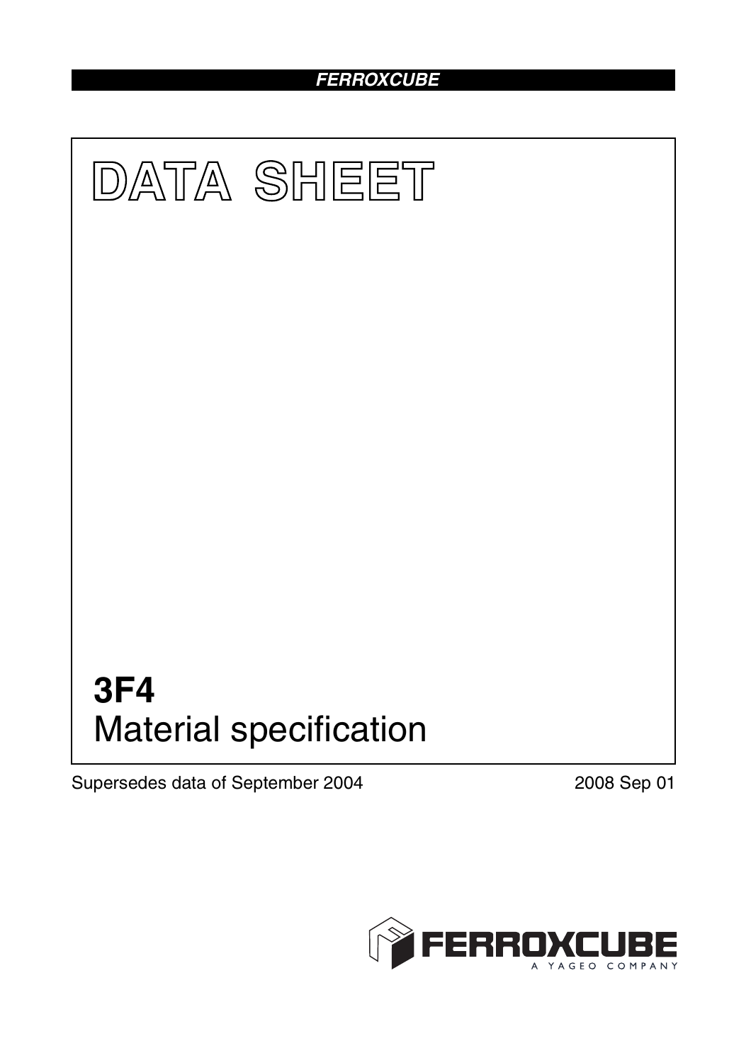FERROXCUBE

# DATA SHEET

# 3F4

Material specification

Supersedes data of September 2004

2008 Sep 01

FERROXCUBE
A YAGEO COMPANY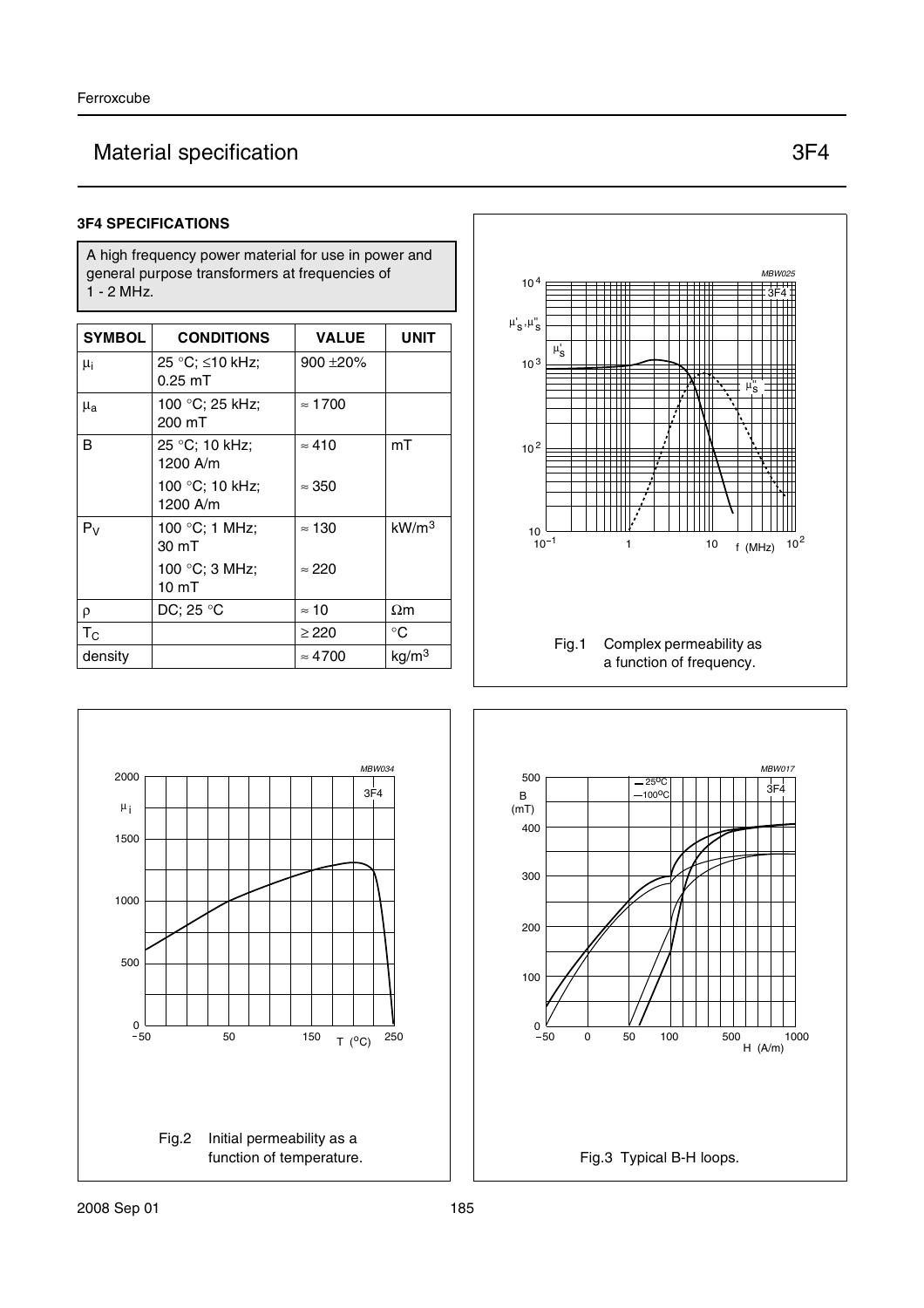# Material specification 3F4

### 3F4 SPECIFICATIONS

A high frequency power material for use in power and general purpose transformers at frequencies of 1 - 2 MHz.

| SYMBOL | CONDITIONS | VALUE | UNIT |
|---|---|---|---|
| $\mu_i$ | 25 °C; ≤10 kHz; 0.25 mT | 900 ±20% | |
| $\mu_a$ | 100 °C; 25 kHz; 200 mT | ≈ 1700 | |
| B | 25 °C; 10 kHz; 1200 A/m | ≈ 410 | mT |
| | 100 °C; 10 kHz; 1200 A/m | ≈ 350 | |
| $P_V$ | 100 °C; 1 MHz; 30 mT | ≈ 130 | kW/$m^3$ |
| | 100 °C; 3 MHz; 10 mT | ≈ 220 | |
| ρ | DC; 25 °C | ≈ 10 | Ωm |
| $T_C$ | | ≥ 220 | °C |
| density | | ≈ 4700 | kg/$m^3$ |

Fig.1 Complex permeability as a function of frequency.

Fig.2 Initial permeability as a function of temperature.

Fig.3 Typical B-H loops.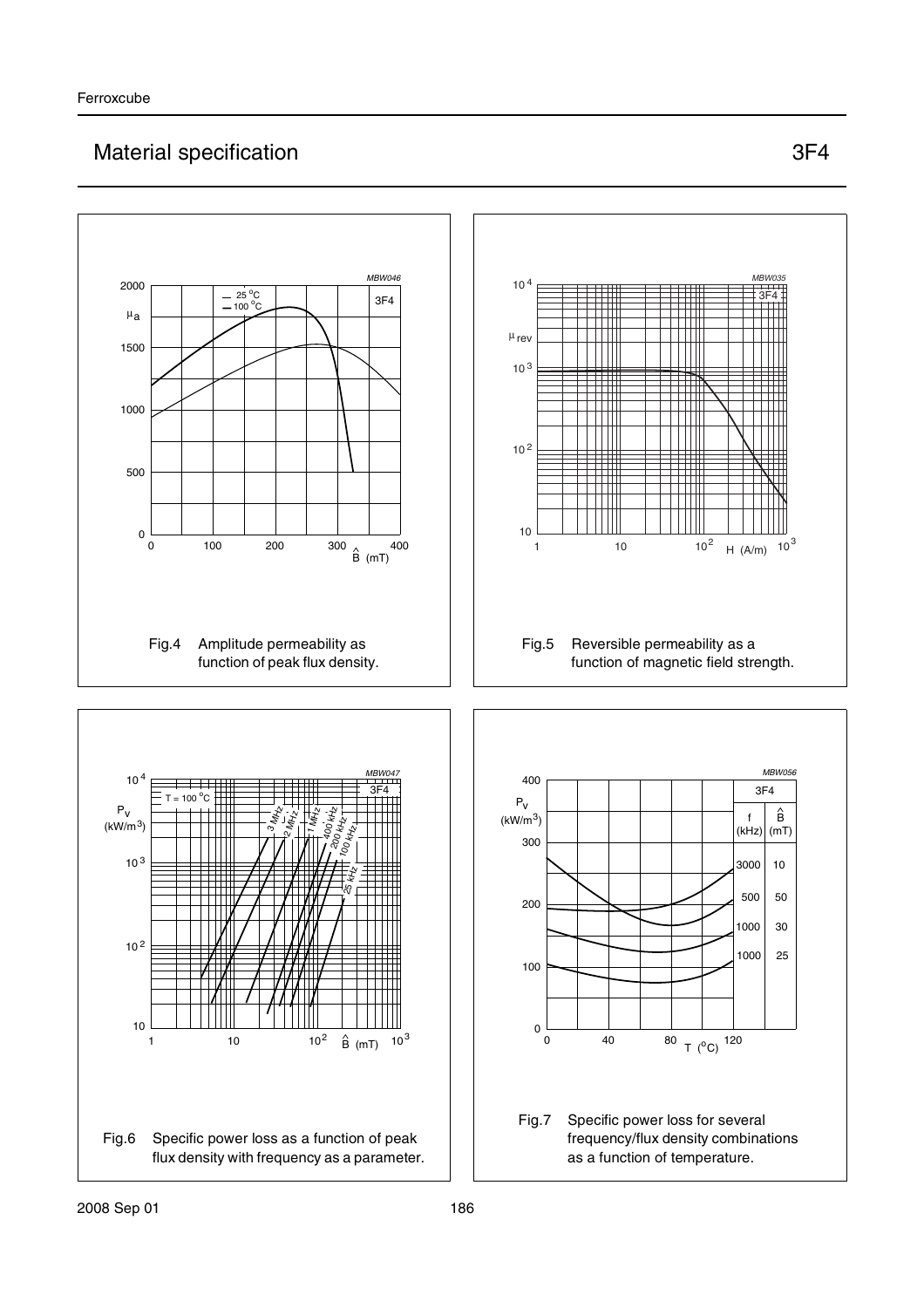# Material specification 3F4

Fig.4 Amplitude permeability as function of peak flux density.

Fig.5 Reversible permeability as a function of magnetic field strength.

Fig.6 Specific power loss as a function of peak flux density with frequency as a parameter.

Fig.7 Specific power loss for several frequency/flux density combinations as a function of temperature.

| f (kHz) | $\hat{B}$ (mT) |
|---|---|
| 3000 | 10 |
| 500 | 50 |
| 1000 | 30 |
| 1000 | 25 |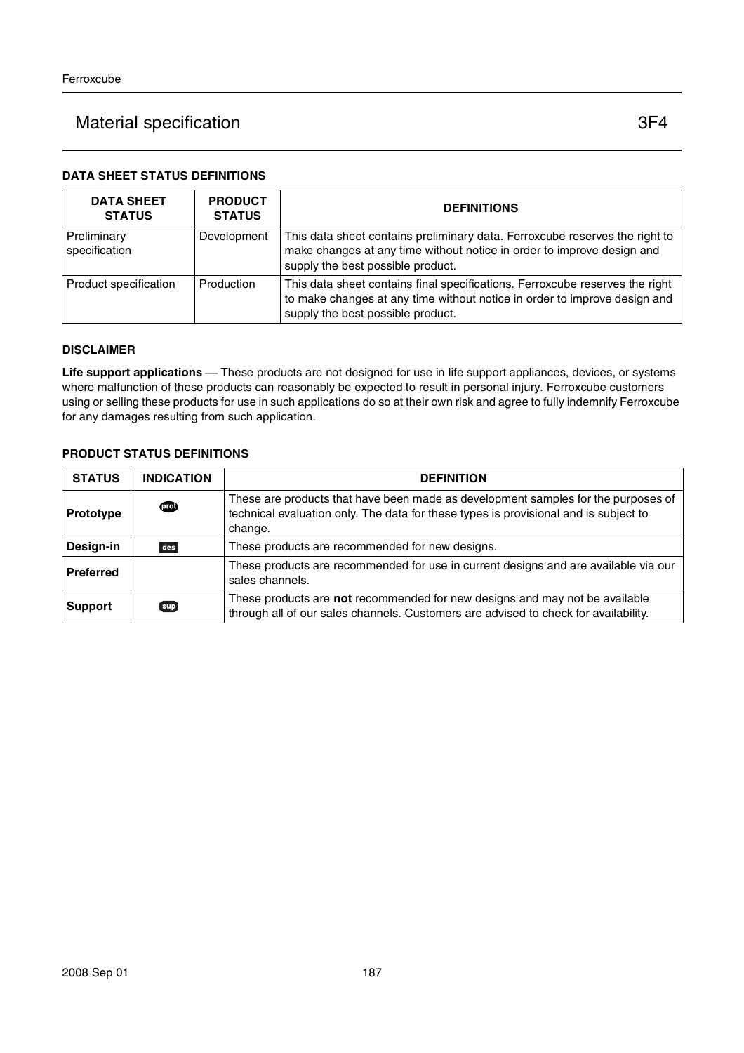# Material specification 3F4

## DATA SHEET STATUS DEFINITIONS

| DATA SHEET STATUS | PRODUCT STATUS | DEFINITIONS |
|---|---|---|
| Preliminary specification | Development | This data sheet contains preliminary data. Ferroxcube reserves the right to make changes at any time without notice in order to improve design and supply the best possible product. |
| Product specification | Production | This data sheet contains final specifications. Ferroxcube reserves the right to make changes at any time without notice in order to improve design and supply the best possible product. |

## DISCLAIMER

**Life support applications** — These products are not designed for use in life support appliances, devices, or systems where malfunction of these products can reasonably be expected to result in personal injury. Ferroxcube customers using or selling these products for use in such applications do so at their own risk and agree to fully indemnify Ferroxcube for any damages resulting from such application.

## PRODUCT STATUS DEFINITIONS

| STATUS | INDICATION | DEFINITION |
|---|---|---|
| **Prototype** | prot | These are products that have been made as development samples for the purposes of technical evaluation only. The data for these types is provisional and is subject to change. |
| **Design-in** | des | These products are recommended for new designs. |
| **Preferred** | | These products are recommended for use in current designs and are available via our sales channels. |
| **Support** | sup | These products are **not** recommended for new designs and may not be available through all of our sales channels. Customers are advised to check for availability. |